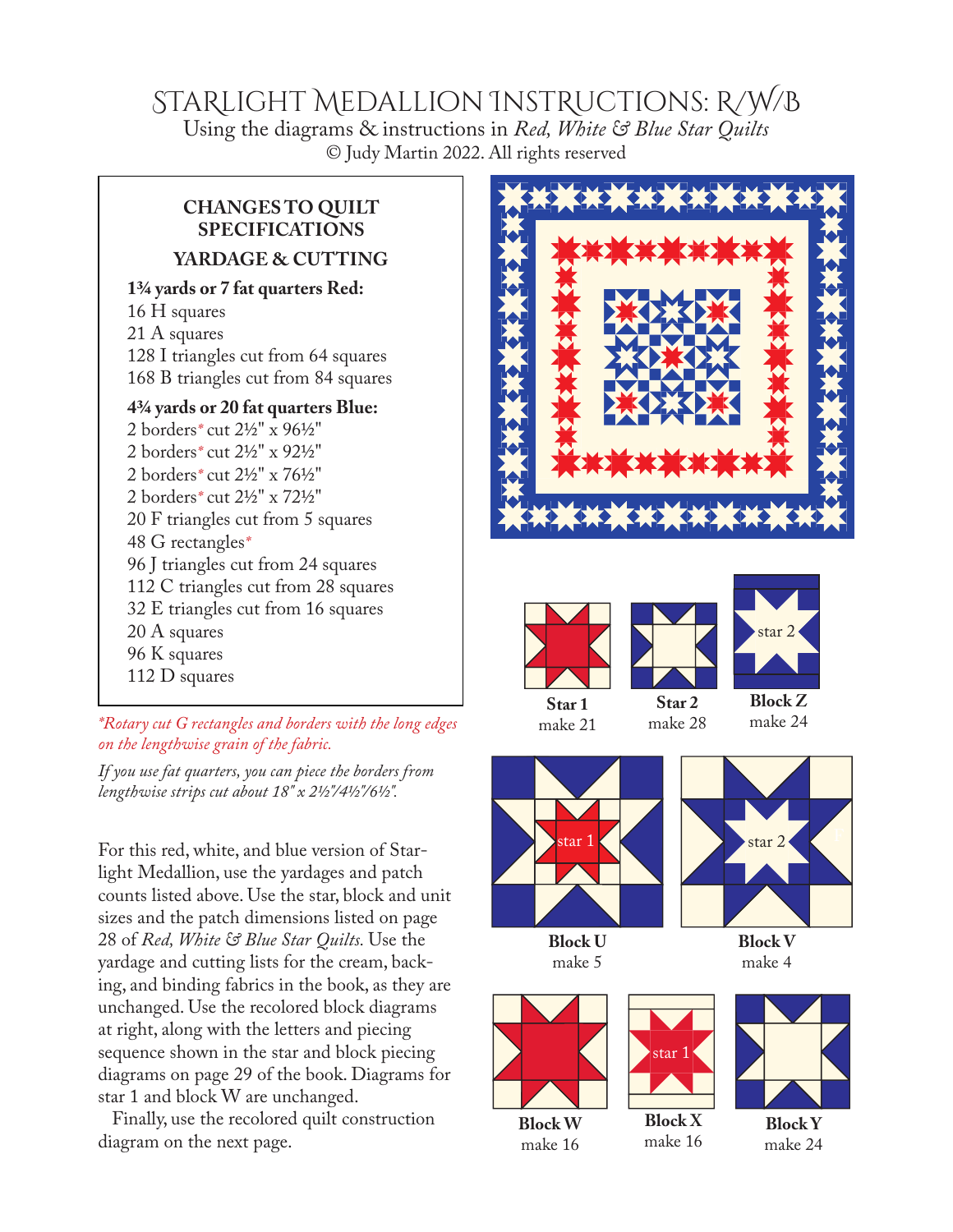# Starlight Medallion Instructions: R/W/B

Using the diagrams & instructions in *Red, White & Blue Star Quilts*

© Judy Martin 2022. All rights reserved

### CHANGES TO QUILT SPECIFICATIONS

### YARDAGE & CUTTING

**1¾ yards or 7 fat quarters Red:**

16 H squares
21 A squares
128 I triangles cut from 64 squares
168 B triangles cut from 84 squares

**4¾ yards or 20 fat quarters Blue:**

2 borders* cut 2½" x 96½"
2 borders* cut 2½" x 92½"
2 borders* cut 2½" x 76½"
2 borders* cut 2½" x 72½"
20 F triangles cut from 5 squares
48 G rectangles*
96 J triangles cut from 24 squares
112 C triangles cut from 28 squares
32 E triangles cut from 16 squares
20 A squares
96 K squares
112 D squares

**Rotary cut G rectangles and borders with the long edges on the lengthwise grain of the fabric.*

*If you use fat quarters, you can piece the borders from lengthwise strips cut about 18" x 2½"/4½"/6½".*

For this red, white, and blue version of Starlight Medallion, use the yardages and patch counts listed above. Use the star, block and unit sizes and the patch dimensions listed on page 28 of *Red, White & Blue Star Quilts.* Use the yardage and cutting lists for the cream, backing, and binding fabrics in the book, as they are unchanged. Use the recolored block diagrams at right, along with the letters and piecing sequence shown in the star and block piecing diagrams on page 29 of the book. Diagrams for star 1 and block W are unchanged.

Finally, use the recolored quilt construction diagram on the next page.

**Star 1** make 21

**Star 2** make 28

**Block Z** make 24

**Block U** make 5

**Block V** make 4

**Block W** make 16

**Block X** make 16

**Block Y** make 24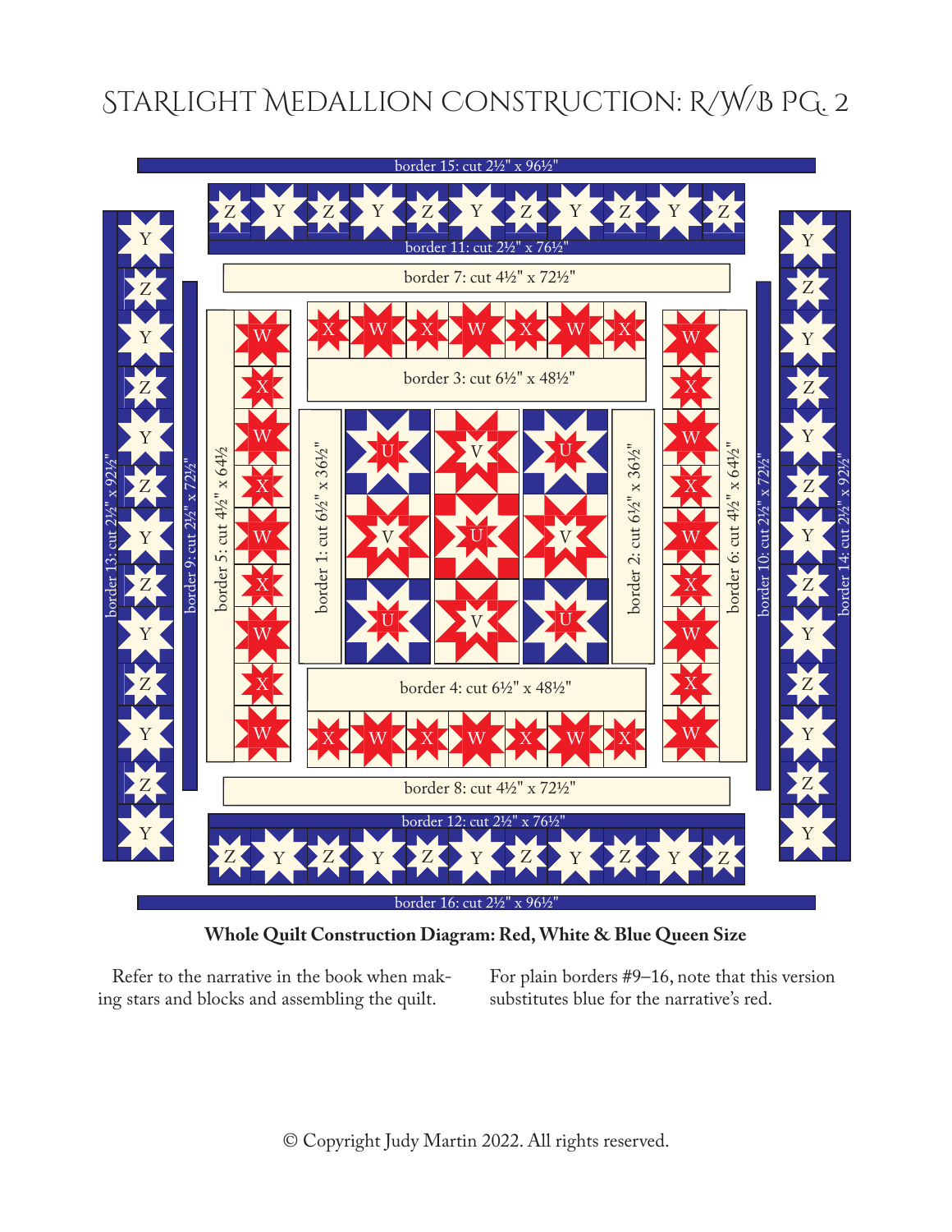# Starlight Medallion Construction: R/W/B pg. 2

border 15: cut 2½" x 96½"

border 11: cut 2½" x 76½"

border 7: cut 4½" x 72½"

border 3: cut 6½" x 48½"

border 13: cut 2½" x 92½"

border 9: cut 2½" x 72½"

border 5: cut 4½" x 64½

border 1: cut 6½" x 36½"

border 2: cut 6½" x 36½"

border 6: cut 4½" x 64½"

border 10: cut 2½" x 72½"

border 14: cut 2½" x 92½"

border 4: cut 6½" x 48½"

border 8: cut 4½" x 72½"

border 12: cut 2½" x 76½"

border 16: cut 2½" x 96½"

**Whole Quilt Construction Diagram: Red, White & Blue Queen Size**

Refer to the narrative in the book when making stars and blocks and assembling the quilt.

For plain borders #9–16, note that this version substitutes blue for the narrative's red.

© Copyright Judy Martin 2022. All rights reserved.